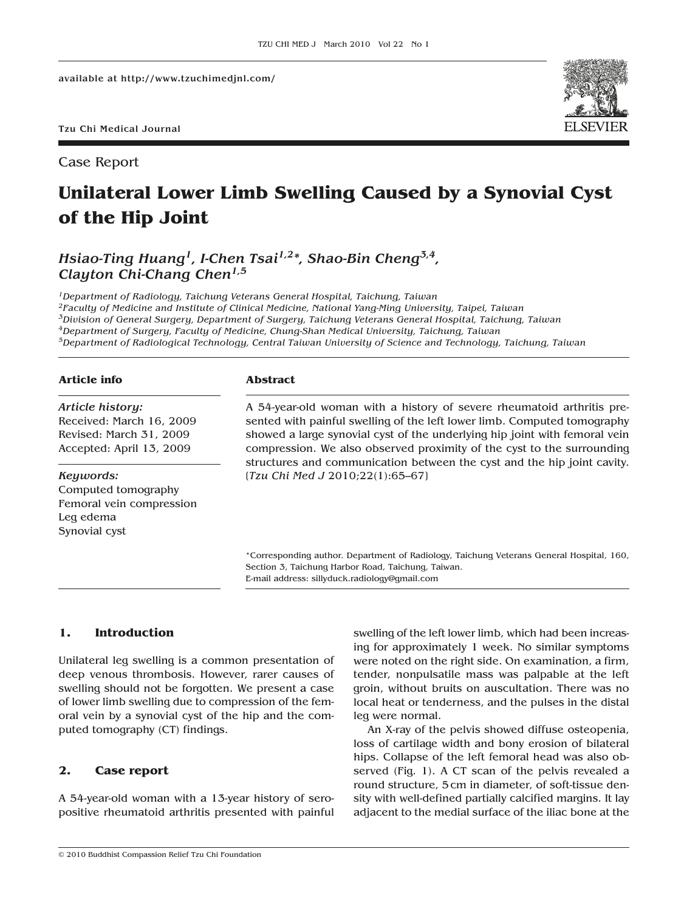available at http://www.tzuchimedjnl.com/

Tzu Chi Medical Journal

Case Report

# Unilateral Lower Limb Swelling Caused by a Synovial Cyst of the Hip Joint

*Hsiao-Ting Huang[1], I-Chen Tsai[1,2]*, Shao-Bin Cheng[3,4], Clayton Chi-Chang Chen[1,5]*

[1]Department of Radiology, Taichung Veterans General Hospital, Taichung, Taiwan
[2]Faculty of Medicine and Institute of Clinical Medicine, National Yang-Ming University, Taipei, Taiwan
[3]Division of General Surgery, Department of Surgery, Taichung Veterans General Hospital, Taichung, Taiwan
[4]Department of Surgery, Faculty of Medicine, Chung-Shan Medical University, Taichung, Taiwan
[5]Department of Radiological Technology, Central Taiwan University of Science and Technology, Taichung, Taiwan

**Article info**

*Article history:*
Received: March 16, 2009
Revised: March 31, 2009
Accepted: April 13, 2009

*Keywords:*
Computed tomography
Femoral vein compression
Leg edema
Synovial cyst

**Abstract**

A 54-year-old woman with a history of severe rheumatoid arthritis presented with painful swelling of the left lower limb. Computed tomography showed a large synovial cyst of the underlying hip joint with femoral vein compression. We also observed proximity of the cyst to the surrounding structures and communication between the cyst and the hip joint cavity. [*Tzu Chi Med J* 2010;22(1):65–67]

*Corresponding author. Department of Radiology, Taichung Veterans General Hospital, 160, Section 3, Taichung Harbor Road, Taichung, Taiwan.
E-mail address: sillyduck.radiology@gmail.com

## 1. Introduction

Unilateral leg swelling is a common presentation of deep venous thrombosis. However, rarer causes of swelling should not be forgotten. We present a case of lower limb swelling due to compression of the femoral vein by a synovial cyst of the hip and the computed tomography (CT) findings.

## 2. Case report

A 54-year-old woman with a 13-year history of seropositive rheumatoid arthritis presented with painful swelling of the left lower limb, which had been increasing for approximately 1 week. No similar symptoms were noted on the right side. On examination, a firm, tender, nonpulsatile mass was palpable at the left groin, without bruits on auscultation. There was no local heat or tenderness, and the pulses in the distal leg were normal.

An X-ray of the pelvis showed diffuse osteopenia, loss of cartilage width and bony erosion of bilateral hips. Collapse of the left femoral head was also observed (Fig. 1). A CT scan of the pelvis revealed a round structure, 5 cm in diameter, of soft-tissue density with well-defined partially calcified margins. It lay adjacent to the medial surface of the iliac bone at the

© 2010 Buddhist Compassion Relief Tzu Chi Foundation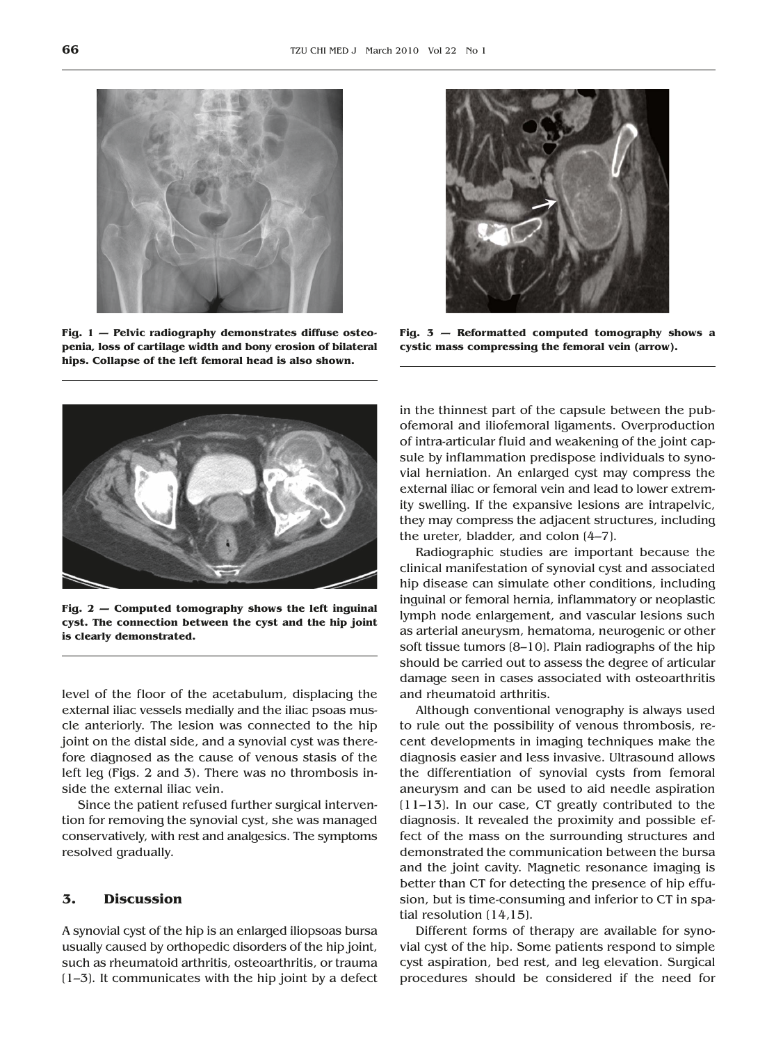Fig. 1 — Pelvic radiography demonstrates diffuse osteopenia, loss of cartilage width and bony erosion of bilateral hips. Collapse of the left femoral head is also shown.

Fig. 3 — Reformatted computed tomography shows a cystic mass compressing the femoral vein (arrow).

Fig. 2 — Computed tomography shows the left inguinal cyst. The connection between the cyst and the hip joint is clearly demonstrated.

level of the floor of the acetabulum, displacing the external iliac vessels medially and the iliac psoas muscle anteriorly. The lesion was connected to the hip joint on the distal side, and a synovial cyst was therefore diagnosed as the cause of venous stasis of the left leg (Figs. 2 and 3). There was no thrombosis inside the external iliac vein.

Since the patient refused further surgical intervention for removing the synovial cyst, she was managed conservatively, with rest and analgesics. The symptoms resolved gradually.

## 3. Discussion

A synovial cyst of the hip is an enlarged iliopsoas bursa usually caused by orthopedic disorders of the hip joint, such as rheumatoid arthritis, osteoarthritis, or trauma [1–3]. It communicates with the hip joint by a defect in the thinnest part of the capsule between the pubofemoral and iliofemoral ligaments. Overproduction of intra-articular fluid and weakening of the joint capsule by inflammation predispose individuals to synovial herniation. An enlarged cyst may compress the external iliac or femoral vein and lead to lower extremity swelling. If the expansive lesions are intrapelvic, they may compress the adjacent structures, including the ureter, bladder, and colon [4–7].

Radiographic studies are important because the clinical manifestation of synovial cyst and associated hip disease can simulate other conditions, including inguinal or femoral hernia, inflammatory or neoplastic lymph node enlargement, and vascular lesions such as arterial aneurysm, hematoma, neurogenic or other soft tissue tumors [8–10]. Plain radiographs of the hip should be carried out to assess the degree of articular damage seen in cases associated with osteoarthritis and rheumatoid arthritis.

Although conventional venography is always used to rule out the possibility of venous thrombosis, recent developments in imaging techniques make the diagnosis easier and less invasive. Ultrasound allows the differentiation of synovial cysts from femoral aneurysm and can be used to aid needle aspiration [11–13]. In our case, CT greatly contributed to the diagnosis. It revealed the proximity and possible effect of the mass on the surrounding structures and demonstrated the communication between the bursa and the joint cavity. Magnetic resonance imaging is better than CT for detecting the presence of hip effusion, but is time-consuming and inferior to CT in spatial resolution [14,15].

Different forms of therapy are available for synovial cyst of the hip. Some patients respond to simple cyst aspiration, bed rest, and leg elevation. Surgical procedures should be considered if the need for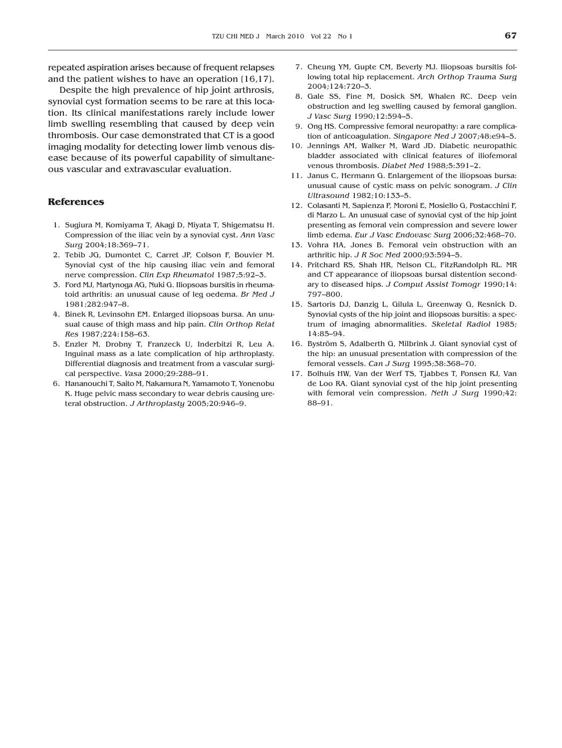repeated aspiration arises because of frequent relapses and the patient wishes to have an operation [16,17].

Despite the high prevalence of hip joint arthrosis, synovial cyst formation seems to be rare at this location. Its clinical manifestations rarely include lower limb swelling resembling that caused by deep vein thrombosis. Our case demonstrated that CT is a good imaging modality for detecting lower limb venous disease because of its powerful capability of simultaneous vascular and extravascular evaluation.

## References

1. Sugiura M, Komiyama T, Akagi D, Miyata T, Shigematsu H. Compression of the iliac vein by a synovial cyst. *Ann Vasc Surg* 2004;18:369–71.
2. Tebib JG, Dumontet C, Carret JP, Colson F, Bouvier M. Synovial cyst of the hip causing iliac vein and femoral nerve compression. *Clin Exp Rheumatol* 1987;5:92–3.
3. Ford MJ, Martynoga AG, Nuki G. Iliopsoas bursitis in rheumatoid arthritis: an unusual cause of leg oedema. *Br Med J* 1981;282:947–8.
4. Binek R, Levinsohn EM. Enlarged iliopsoas bursa. An unusual cause of thigh mass and hip pain. *Clin Orthop Relat Res* 1987;224:158–63.
5. Enzler M, Drobny T, Franzeck U, Inderbitzi R, Leu A. Inguinal mass as a late complication of hip arthroplasty. Differential diagnosis and treatment from a vascular surgical perspective. *Vasa* 2000;29:288–91.
6. Hananouchi T, Saito M, Nakamura N, Yamamoto T, Yonenobu K. Huge pelvic mass secondary to wear debris causing ureteral obstruction. *J Arthroplasty* 2005;20:946–9.
7. Cheung YM, Gupte CM, Beverly MJ. Iliopsoas bursitis following total hip replacement. *Arch Orthop Trauma Surg* 2004;124:720–3.
8. Gale SS, Fine M, Dosick SM, Whalen RC. Deep vein obstruction and leg swelling caused by femoral ganglion. *J Vasc Surg* 1990;12:594–5.
9. Ong HS. Compressive femoral neuropathy: a rare complication of anticoagulation. *Singapore Med J* 2007;48:e94–5.
10. Jennings AM, Walker M, Ward JD. Diabetic neuropathic bladder associated with clinical features of iliofemoral venous thrombosis. *Diabet Med* 1988;5:391–2.
11. Janus C, Hermann G. Enlargement of the iliopsoas bursa: unusual cause of cystic mass on pelvic sonogram. *J Clin Ultrasound* 1982;10:133–5.
12. Colasanti M, Sapienza P, Moroni E, Mosiello G, Postacchini F, di Marzo L. An unusual case of synovial cyst of the hip joint presenting as femoral vein compression and severe lower limb edema. *Eur J Vasc Endovasc Surg* 2006;32:468–70.
13. Vohra HA, Jones B. Femoral vein obstruction with an arthritic hip. *J R Soc Med* 2000;93:594–5.
14. Pritchard RS, Shah HR, Nelson CL, FitzRandolph RL. MR and CT appearance of iliopsoas bursal distention secondary to diseased hips. *J Comput Assist Tomogr* 1990;14:797–800.
15. Sartoris DJ, Danzig L, Gilula L, Greenway G, Resnick D. Synovial cysts of the hip joint and iliopsoas bursitis: a spectrum of imaging abnormalities. *Skeletal Radiol* 1985;14:85–94.
16. Byström S, Adalberth G, Milbrink J. Giant synovial cyst of the hip: an unusual presentation with compression of the femoral vessels. *Can J Surg* 1995;38:368–70.
17. Bolhuis HW, Van der Werf TS, Tjabbes T, Ponsen RJ, Van de Loo RA. Giant synovial cyst of the hip joint presenting with femoral vein compression. *Neth J Surg* 1990;42:88–91.